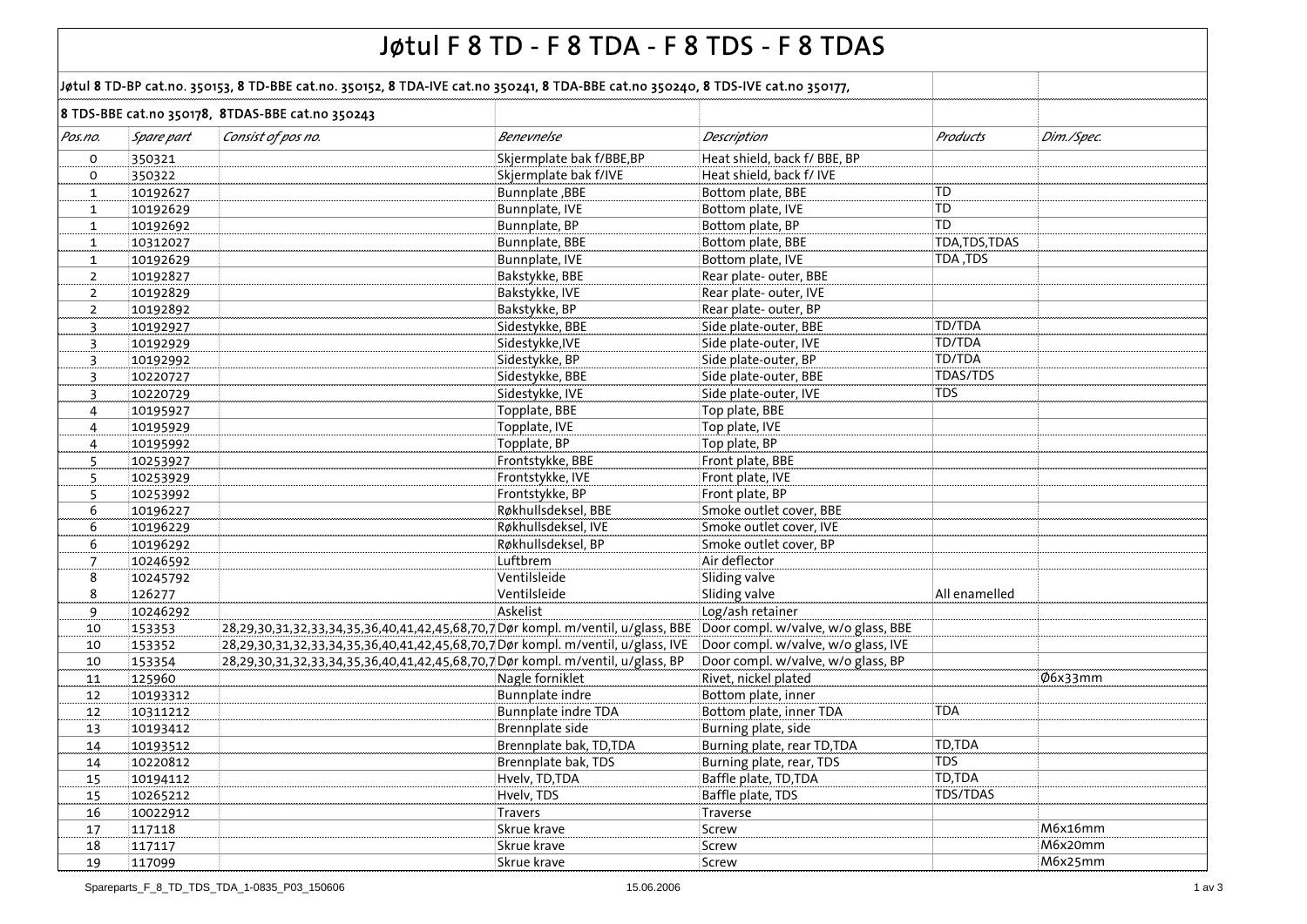# Jøtul F 8 TD - F 8 TDA - F 8 TDS - F 8 TDAS

**Jøtul 8 TD-BP cat.no. 350153, 8 TD-BBE cat.no. 350152, 8 TDA-IVE cat.no 350241, 8 TDA-BBE cat.no 350240, 8 TDS-IVE cat.no 350177,**

**8 TDS-BBE cat.no 350178, 8TDAS-BBE cat.no 350243**

| *Pos.no.* | *Spare part* | *Consist of pos no.* | *Benevnelse* | *Description* | *Products* | *Dim./Spec.* |
|---|---|---|---|---|---|---|
| 0 | 350321 | | Skjermplate bak f/BBE,BP | Heat shield, back f/ BBE, BP | | |
| 0 | 350322 | | Skjermplate bak f/IVE | Heat shield, back f/ IVE | | |
| 1 | 10192627 | | Bunnplate ,BBE | Bottom plate, BBE | TD | |
| 1 | 10192629 | | Bunnplate, IVE | Bottom plate, IVE | TD | |
| 1 | 10192692 | | Bunnplate, BP | Bottom plate, BP | TD | |
| 1 | 10312027 | | Bunnplate, BBE | Bottom plate, BBE | TDA,TDS,TDAS | |
| 1 | 10192629 | | Bunnplate, IVE | Bottom plate, IVE | TDA ,TDS | |
| 2 | 10192827 | | Bakstykke, BBE | Rear plate- outer, BBE | | |
| 2 | 10192829 | | Bakstykke, IVE | Rear plate- outer, IVE | | |
| 2 | 10192892 | | Bakstykke, BP | Rear plate- outer, BP | | |
| 3 | 10192927 | | Sidestykke, BBE | Side plate-outer, BBE | TD/TDA | |
| 3 | 10192929 | | Sidestykke,IVE | Side plate-outer, IVE | TD/TDA | |
| 3 | 10192992 | | Sidestykke, BP | Side plate-outer, BP | TD/TDA | |
| 3 | 10220727 | | Sidestykke, BBE | Side plate-outer, BBE | TDAS/TDS | |
| 3 | 10220729 | | Sidestykke, IVE | Side plate-outer, IVE | TDS | |
| 4 | 10195927 | | Topplate, BBE | Top plate, BBE | | |
| 4 | 10195929 | | Topplate, IVE | Top plate, IVE | | |
| 4 | 10195992 | | Topplate, BP | Top plate, BP | | |
| 5 | 10253927 | | Frontstykke, BBE | Front plate, BBE | | |
| 5 | 10253929 | | Frontstykke, IVE | Front plate, IVE | | |
| 5 | 10253992 | | Frontstykke, BP | Front plate, BP | | |
| 6 | 10196227 | | Røkhullsdeksel, BBE | Smoke outlet cover, BBE | | |
| 6 | 10196229 | | Røkhullsdeksel, IVE | Smoke outlet cover, IVE | | |
| 6 | 10196292 | | Røkhullsdeksel, BP | Smoke outlet cover, BP | | |
| 7 | 10246592 | | Luftbrem | Air deflector | | |
| 8 | 10245792 | | Ventilsleide | Sliding valve | | |
| 8 | 126277 | | Ventilsleide | Sliding valve | All enamelled | |
| 9 | 10246292 | | Askelist | Log/ash retainer | | |
| 10 | 153353 | 28,29,30,31,32,33,34,35,36,40,41,42,45,68,70,7 | Dør kompl. m/ventil, u/glass, BBE | Door compl. w/valve, w/o glass, BBE | | |
| 10 | 153352 | 28,29,30,31,32,33,34,35,36,40,41,42,45,68,70,7 | Dør kompl. m/ventil, u/glass, IVE | Door compl. w/valve, w/o glass, IVE | | |
| 10 | 153354 | 28,29,30,31,32,33,34,35,36,40,41,42,45,68,70,7 | Dør kompl. m/ventil, u/glass, BP | Door compl. w/valve, w/o glass, BP | | |
| 11 | 125960 | | Nagle forniklet | Rivet, nickel plated | | Ø6x33mm |
| 12 | 10193312 | | Bunnplate indre | Bottom plate, inner | | |
| 12 | 10311212 | | Bunnplate indre TDA | Bottom plate, inner TDA | TDA | |
| 13 | 10193412 | | Brennplate side | Burning plate, side | | |
| 14 | 10193512 | | Brennplate bak, TD,TDA | Burning plate, rear TD,TDA | TD,TDA | |
| 14 | 10220812 | | Brennplate bak, TDS | Burning plate, rear, TDS | TDS | |
| 15 | 10194112 | | Hvelv, TD,TDA | Baffle plate, TD,TDA | TD,TDA | |
| 15 | 10265212 | | Hvelv, TDS | Baffle plate, TDS | TDS/TDAS | |
| 16 | 10022912 | | Travers | Traverse | | |
| 17 | 117118 | | Skrue krave | Screw | | M6x16mm |
| 18 | 117117 | | Skrue krave | Screw | | M6x20mm |
| 19 | 117099 | | Skrue krave | Screw | | M6x25mm |

Spareparts_F_8_TD_TDS_TDA_1-0835_P03_150606 15.06.2006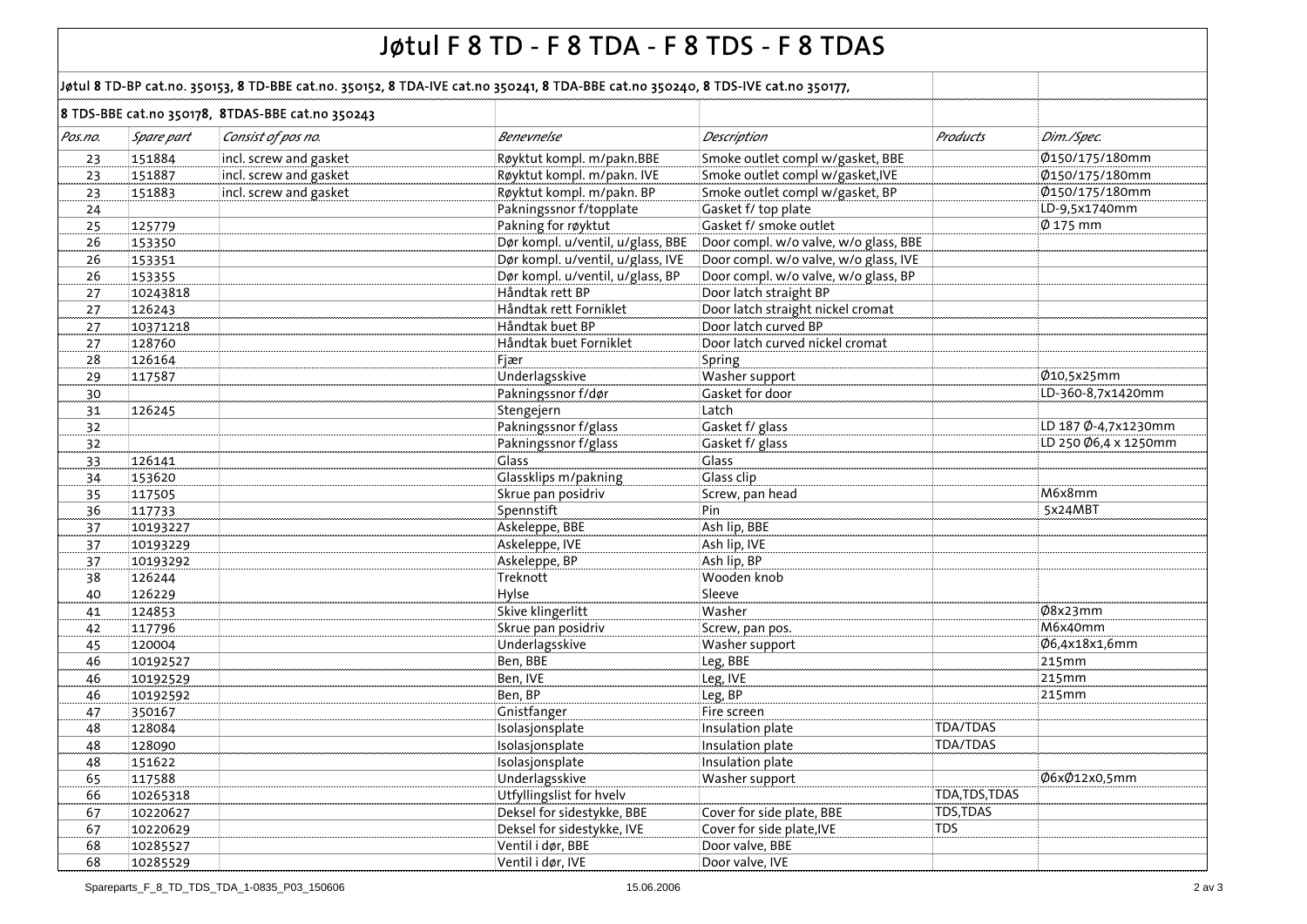# Jøtul F 8 TD - F 8 TDA - F 8 TDS - F 8 TDAS

**Jøtul 8 TD-BP cat.no. 350153, 8 TD-BBE cat.no. 350152, 8 TDA-IVE cat.no 350241, 8 TDA-BBE cat.no 350240, 8 TDS-IVE cat.no 350177,**

**8 TDS-BBE cat.no 350178, 8TDAS-BBE cat.no 350243**

| *Pos.no.* | *Spare part* | *Consist of pos no.* | *Benevnelse* | *Description* | *Products* | *Dim./Spec.* |
|---|---|---|---|---|---|---|
| 23 | 151884 | incl. screw and gasket | Røyktut kompl. m/pakn.BBE | Smoke outlet compl w/gasket, BBE | | Ø150/175/180mm |
| 23 | 151887 | incl. screw and gasket | Røyktut kompl. m/pakn. IVE | Smoke outlet compl w/gasket,IVE | | Ø150/175/180mm |
| 23 | 151883 | incl. screw and gasket | Røyktut kompl. m/pakn. BP | Smoke outlet compl w/gasket, BP | | Ø150/175/180mm |
| 24 | | | Pakningssnor f/topplate | Gasket f/ top plate | | LD-9,5x1740mm |
| 25 | 125779 | | Pakning for røyktut | Gasket f/ smoke outlet | | Ø 175 mm |
| 26 | 153350 | | Dør kompl. u/ventil, u/glass, BBE | Door compl. w/o valve, w/o glass, BBE | | |
| 26 | 153351 | | Dør kompl. u/ventil, u/glass, IVE | Door compl. w/o valve, w/o glass, IVE | | |
| 26 | 153355 | | Dør kompl. u/ventil, u/glass, BP | Door compl. w/o valve, w/o glass, BP | | |
| 27 | 10243818 | | Håndtak rett BP | Door latch straight BP | | |
| 27 | 126243 | | Håndtak rett Forniklet | Door latch straight nickel cromat | | |
| 27 | 10371218 | | Håndtak buet BP | Door latch curved BP | | |
| 27 | 128760 | | Håndtak buet Forniklet | Door latch curved nickel cromat | | |
| 28 | 126164 | | Fjær | Spring | | |
| 29 | 117587 | | Underlagsskive | Washer support | | Ø10,5x25mm |
| 30 | | | Pakningssnor f/dør | Gasket for door | | LD-360-8,7x1420mm |
| 31 | 126245 | | Stengejern | Latch | | |
| 32 | | | Pakningssnor f/glass | Gasket f/ glass | | LD 187 Ø-4,7x1230mm |
| 32 | | | Pakningssnor f/glass | Gasket f/ glass | | LD 250 Ø6,4 x 1250mm |
| 33 | 126141 | | Glass | Glass | | |
| 34 | 153620 | | Glassklips m/pakning | Glass clip | | |
| 35 | 117505 | | Skrue pan posidriv | Screw, pan head | | M6x8mm |
| 36 | 117733 | | Spennstift | Pin | | 5x24MBT |
| 37 | 10193227 | | Askeleppe, BBE | Ash lip, BBE | | |
| 37 | 10193229 | | Askeleppe, IVE | Ash lip, IVE | | |
| 37 | 10193292 | | Askeleppe, BP | Ash lip, BP | | |
| 38 | 126244 | | Treknott | Wooden knob | | |
| 40 | 126229 | | Hylse | Sleeve | | |
| 41 | 124853 | | Skive klingerlitt | Washer | | Ø8x23mm |
| 42 | 117796 | | Skrue pan posidriv | Screw, pan pos. | | M6x40mm |
| 45 | 120004 | | Underlagsskive | Washer support | | Ø6,4x18x1,6mm |
| 46 | 10192527 | | Ben, BBE | Leg, BBE | | 215mm |
| 46 | 10192529 | | Ben, IVE | Leg, IVE | | 215mm |
| 46 | 10192592 | | Ben, BP | Leg, BP | | 215mm |
| 47 | 350167 | | Gnistfanger | Fire screen | | |
| 48 | 128084 | | Isolasjonsplate | Insulation plate | TDA/TDAS | |
| 48 | 128090 | | Isolasjonsplate | Insulation plate | TDA/TDAS | |
| 48 | 151622 | | Isolasjonsplate | Insulation plate | | |
| 65 | 117588 | | Underlagsskive | Washer support | | Ø6xØ12x0,5mm |
| 66 | 10265318 | | Utfyllingslist for hvelv | | TDA,TDS,TDAS | |
| 67 | 10220627 | | Deksel for sidestykke, BBE | Cover for side plate, BBE | TDS,TDAS | |
| 67 | 10220629 | | Deksel for sidestykke, IVE | Cover for side plate,IVE | TDS | |
| 68 | 10285527 | | Ventil i dør, BBE | Door valve, BBE | | |
| 68 | 10285529 | | Ventil i dør, IVE | Door valve, IVE | | |

Spareparts_F_8_TD_TDS_TDA_1-0835_P03_150606 15.06.2006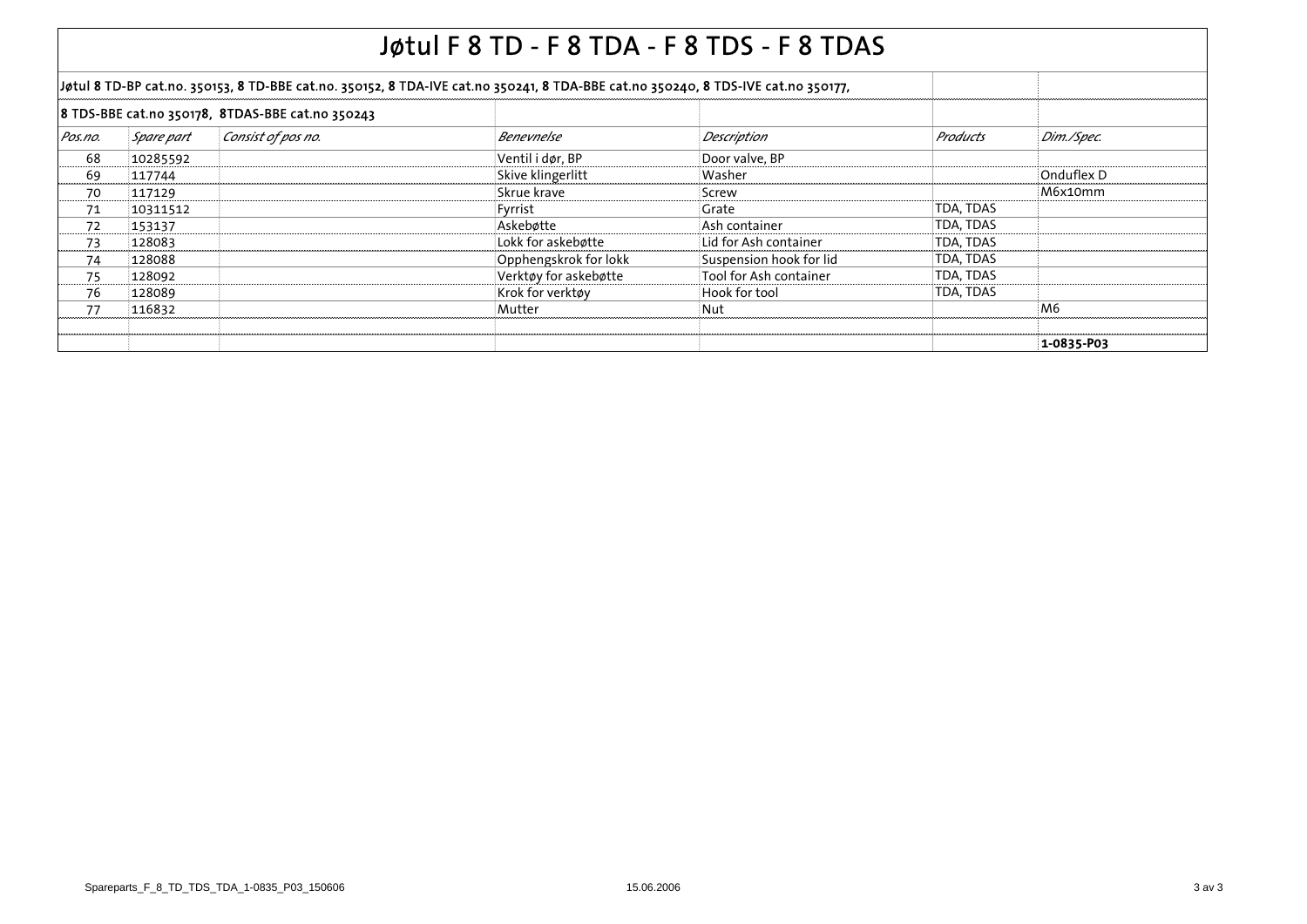# Jøtul F 8 TD - F 8 TDA - F 8 TDS - F 8 TDAS

Jøtul **8** TD-BP cat.no. 350153, **8** TD-BBE cat.no. 350152, **8** TDA-IVE cat.no 350241, **8** TDA-BBE cat.no 350240, **8** TDS-IVE cat.no 350177,

**8** TDS-BBE cat.no 350178, **8**TDAS-BBE cat.no 350243

| *Pos.no.* | *Spare part* | *Consist of pos no.* | *Benevnelse* | *Description* | *Products* | *Dim./Spec.* |
|---|---|---|---|---|---|---|
| 68 | 10285592 | | Ventil i dør, BP | Door valve, BP | | |
| 69 | 117744 | | Skive klingerlitt | Washer | | Onduflex D |
| 70 | 117129 | | Skrue krave | Screw | | M6x10mm |
| 71 | 10311512 | | Fyrrist | Grate | TDA, TDAS | |
| 72 | 153137 | | Askebøtte | Ash container | TDA, TDAS | |
| 73 | 128083 | | Lokk for askebøtte | Lid for Ash container | TDA, TDAS | |
| 74 | 128088 | | Opphengskrok for lokk | Suspension hook for lid | TDA, TDAS | |
| 75 | 128092 | | Verktøy for askebøtte | Tool for Ash container | TDA, TDAS | |
| 76 | 128089 | | Krok for verktøy | Hook for tool | TDA, TDAS | |
| 77 | 116832 | | Mutter | Nut | | M6 |
| | | | | | | |
| | | | | | | **1-0835-P03** |

Spareparts_F_8_TD_TDS_TDA_1-0835_P03_150606 15.06.2006